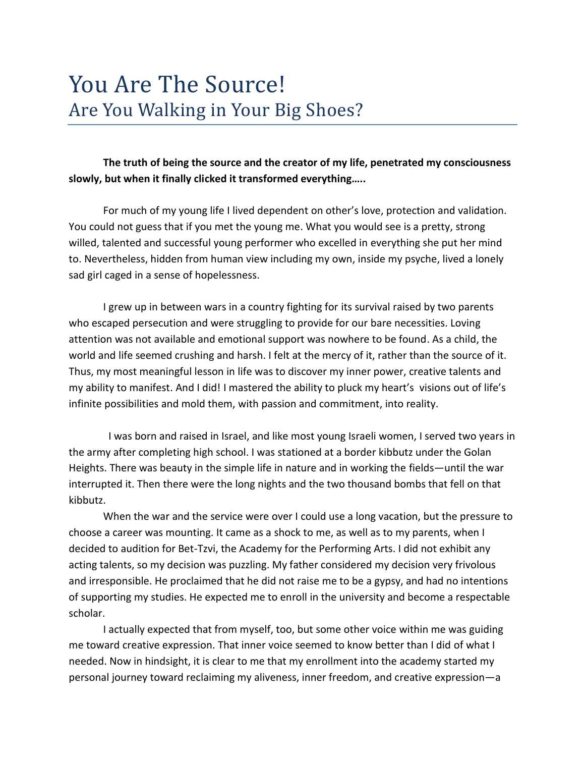# You Are The Source!

## Are You Walking in Your Big Shoes?

**The truth of being the source and the creator of my life, penetrated my consciousness slowly, but when it finally clicked it transformed everything…..**

For much of my young life I lived dependent on other's love, protection and validation. You could not guess that if you met the young me. What you would see is a pretty, strong willed, talented and successful young performer who excelled in everything she put her mind to. Nevertheless, hidden from human view including my own, inside my psyche, lived a lonely sad girl caged in a sense of hopelessness.

I grew up in between wars in a country fighting for its survival raised by two parents who escaped persecution and were struggling to provide for our bare necessities. Loving attention was not available and emotional support was nowhere to be found. As a child, the world and life seemed crushing and harsh. I felt at the mercy of it, rather than the source of it. Thus, my most meaningful lesson in life was to discover my inner power, creative talents and my ability to manifest. And I did! I mastered the ability to pluck my heart's visions out of life's infinite possibilities and mold them, with passion and commitment, into reality.

I was born and raised in Israel, and like most young Israeli women, I served two years in the army after completing high school. I was stationed at a border kibbutz under the Golan Heights. There was beauty in the simple life in nature and in working the fields—until the war interrupted it. Then there were the long nights and the two thousand bombs that fell on that kibbutz.

When the war and the service were over I could use a long vacation, but the pressure to choose a career was mounting. It came as a shock to me, as well as to my parents, when I decided to audition for Bet-Tzvi, the Academy for the Performing Arts. I did not exhibit any acting talents, so my decision was puzzling. My father considered my decision very frivolous and irresponsible. He proclaimed that he did not raise me to be a gypsy, and had no intentions of supporting my studies. He expected me to enroll in the university and become a respectable scholar.

I actually expected that from myself, too, but some other voice within me was guiding me toward creative expression. That inner voice seemed to know better than I did of what I needed. Now in hindsight, it is clear to me that my enrollment into the academy started my personal journey toward reclaiming my aliveness, inner freedom, and creative expression—a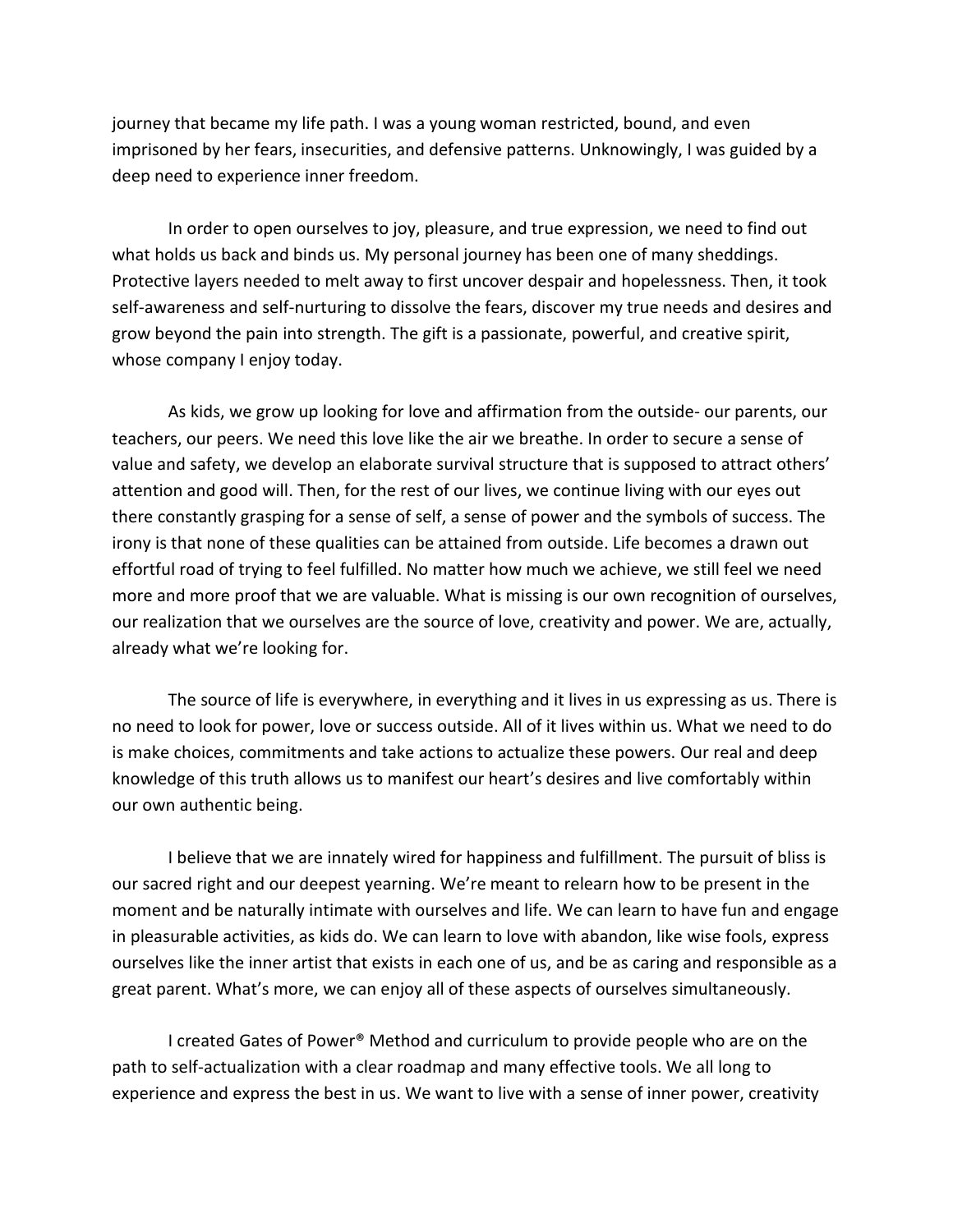journey that became my life path. I was a young woman restricted, bound, and even imprisoned by her fears, insecurities, and defensive patterns. Unknowingly, I was guided by a deep need to experience inner freedom.

In order to open ourselves to joy, pleasure, and true expression, we need to find out what holds us back and binds us. My personal journey has been one of many sheddings. Protective layers needed to melt away to first uncover despair and hopelessness. Then, it took self-awareness and self-nurturing to dissolve the fears, discover my true needs and desires and grow beyond the pain into strength. The gift is a passionate, powerful, and creative spirit, whose company I enjoy today.

As kids, we grow up looking for love and affirmation from the outside- our parents, our teachers, our peers. We need this love like the air we breathe. In order to secure a sense of value and safety, we develop an elaborate survival structure that is supposed to attract others' attention and good will. Then, for the rest of our lives, we continue living with our eyes out there constantly grasping for a sense of self, a sense of power and the symbols of success. The irony is that none of these qualities can be attained from outside. Life becomes a drawn out effortful road of trying to feel fulfilled. No matter how much we achieve, we still feel we need more and more proof that we are valuable. What is missing is our own recognition of ourselves, our realization that we ourselves are the source of love, creativity and power. We are, actually, already what we're looking for.

The source of life is everywhere, in everything and it lives in us expressing as us. There is no need to look for power, love or success outside. All of it lives within us. What we need to do is make choices, commitments and take actions to actualize these powers. Our real and deep knowledge of this truth allows us to manifest our heart's desires and live comfortably within our own authentic being.

I believe that we are innately wired for happiness and fulfillment. The pursuit of bliss is our sacred right and our deepest yearning. We're meant to relearn how to be present in the moment and be naturally intimate with ourselves and life. We can learn to have fun and engage in pleasurable activities, as kids do. We can learn to love with abandon, like wise fools, express ourselves like the inner artist that exists in each one of us, and be as caring and responsible as a great parent. What's more, we can enjoy all of these aspects of ourselves simultaneously.

I created Gates of Power® Method and curriculum to provide people who are on the path to self-actualization with a clear roadmap and many effective tools. We all long to experience and express the best in us. We want to live with a sense of inner power, creativity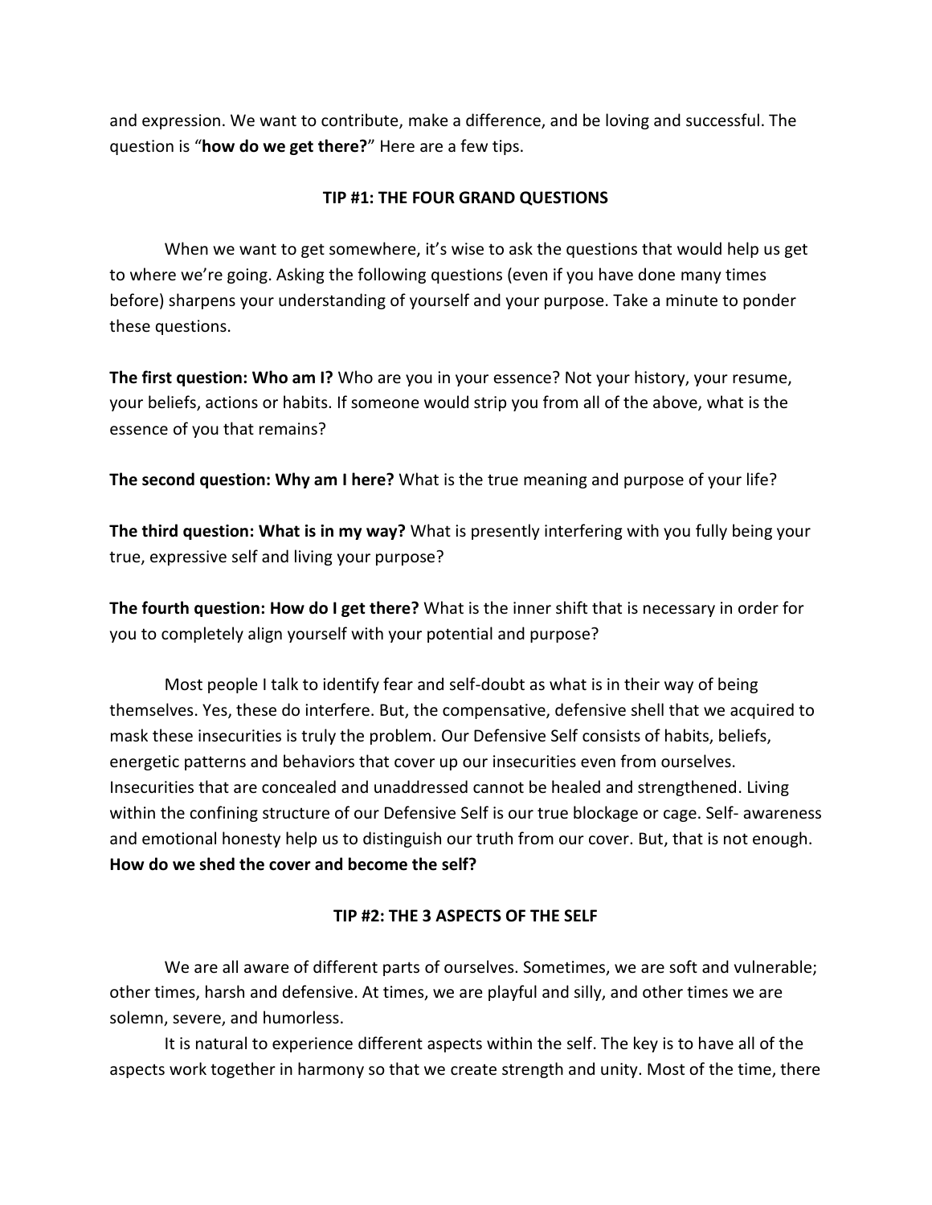and expression. We want to contribute, make a difference, and be loving and successful. The question is "**how do we get there?**" Here are a few tips.

## TIP #1: THE FOUR GRAND QUESTIONS

When we want to get somewhere, it's wise to ask the questions that would help us get to where we're going. Asking the following questions (even if you have done many times before) sharpens your understanding of yourself and your purpose. Take a minute to ponder these questions.

**The first question: Who am I?** Who are you in your essence? Not your history, your resume, your beliefs, actions or habits. If someone would strip you from all of the above, what is the essence of you that remains?

**The second question: Why am I here?** What is the true meaning and purpose of your life?

**The third question: What is in my way?** What is presently interfering with you fully being your true, expressive self and living your purpose?

**The fourth question: How do I get there?** What is the inner shift that is necessary in order for you to completely align yourself with your potential and purpose?

Most people I talk to identify fear and self-doubt as what is in their way of being themselves. Yes, these do interfere. But, the compensative, defensive shell that we acquired to mask these insecurities is truly the problem. Our Defensive Self consists of habits, beliefs, energetic patterns and behaviors that cover up our insecurities even from ourselves. Insecurities that are concealed and unaddressed cannot be healed and strengthened. Living within the confining structure of our Defensive Self is our true blockage or cage. Self- awareness and emotional honesty help us to distinguish our truth from our cover. But, that is not enough. **How do we shed the cover and become the self?**

## TIP #2: THE 3 ASPECTS OF THE SELF

We are all aware of different parts of ourselves. Sometimes, we are soft and vulnerable; other times, harsh and defensive. At times, we are playful and silly, and other times we are solemn, severe, and humorless.

It is natural to experience different aspects within the self. The key is to have all of the aspects work together in harmony so that we create strength and unity. Most of the time, there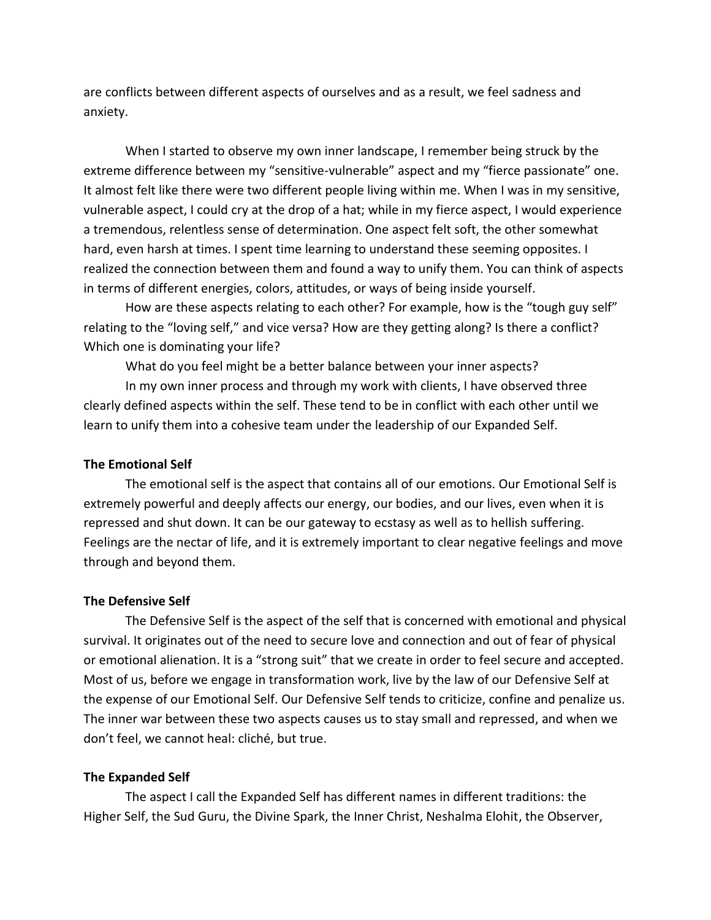are conflicts between different aspects of ourselves and as a result, we feel sadness and anxiety.

When I started to observe my own inner landscape, I remember being struck by the extreme difference between my "sensitive-vulnerable" aspect and my "fierce passionate" one. It almost felt like there were two different people living within me. When I was in my sensitive, vulnerable aspect, I could cry at the drop of a hat; while in my fierce aspect, I would experience a tremendous, relentless sense of determination. One aspect felt soft, the other somewhat hard, even harsh at times. I spent time learning to understand these seeming opposites. I realized the connection between them and found a way to unify them. You can think of aspects in terms of different energies, colors, attitudes, or ways of being inside yourself.

How are these aspects relating to each other? For example, how is the "tough guy self" relating to the "loving self," and vice versa? How are they getting along? Is there a conflict? Which one is dominating your life?

What do you feel might be a better balance between your inner aspects?

In my own inner process and through my work with clients, I have observed three clearly defined aspects within the self. These tend to be in conflict with each other until we learn to unify them into a cohesive team under the leadership of our Expanded Self.

**The Emotional Self**

The emotional self is the aspect that contains all of our emotions. Our Emotional Self is extremely powerful and deeply affects our energy, our bodies, and our lives, even when it is repressed and shut down. It can be our gateway to ecstasy as well as to hellish suffering. Feelings are the nectar of life, and it is extremely important to clear negative feelings and move through and beyond them.

**The Defensive Self**

The Defensive Self is the aspect of the self that is concerned with emotional and physical survival. It originates out of the need to secure love and connection and out of fear of physical or emotional alienation. It is a "strong suit" that we create in order to feel secure and accepted. Most of us, before we engage in transformation work, live by the law of our Defensive Self at the expense of our Emotional Self. Our Defensive Self tends to criticize, confine and penalize us. The inner war between these two aspects causes us to stay small and repressed, and when we don't feel, we cannot heal: cliché, but true.

**The Expanded Self**

The aspect I call the Expanded Self has different names in different traditions: the Higher Self, the Sud Guru, the Divine Spark, the Inner Christ, Neshalma Elohit, the Observer,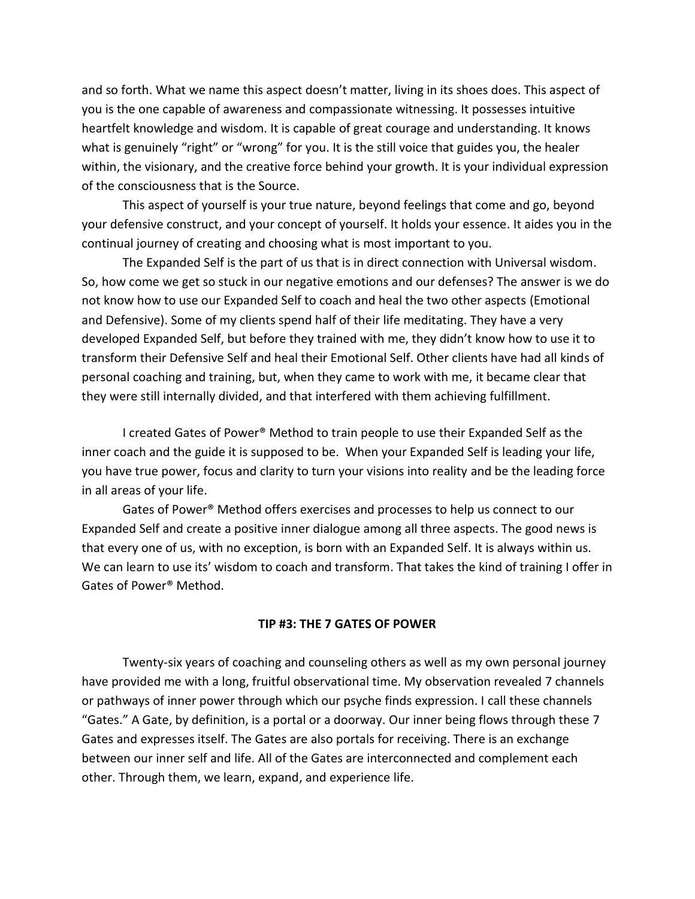and so forth. What we name this aspect doesn't matter, living in its shoes does. This aspect of you is the one capable of awareness and compassionate witnessing. It possesses intuitive heartfelt knowledge and wisdom. It is capable of great courage and understanding. It knows what is genuinely "right" or "wrong" for you. It is the still voice that guides you, the healer within, the visionary, and the creative force behind your growth. It is your individual expression of the consciousness that is the Source.

This aspect of yourself is your true nature, beyond feelings that come and go, beyond your defensive construct, and your concept of yourself. It holds your essence. It aides you in the continual journey of creating and choosing what is most important to you.

The Expanded Self is the part of us that is in direct connection with Universal wisdom. So, how come we get so stuck in our negative emotions and our defenses? The answer is we do not know how to use our Expanded Self to coach and heal the two other aspects (Emotional and Defensive). Some of my clients spend half of their life meditating. They have a very developed Expanded Self, but before they trained with me, they didn't know how to use it to transform their Defensive Self and heal their Emotional Self. Other clients have had all kinds of personal coaching and training, but, when they came to work with me, it became clear that they were still internally divided, and that interfered with them achieving fulfillment.

I created Gates of Power® Method to train people to use their Expanded Self as the inner coach and the guide it is supposed to be. When your Expanded Self is leading your life, you have true power, focus and clarity to turn your visions into reality and be the leading force in all areas of your life.

Gates of Power® Method offers exercises and processes to help us connect to our Expanded Self and create a positive inner dialogue among all three aspects. The good news is that every one of us, with no exception, is born with an Expanded Self. It is always within us. We can learn to use its' wisdom to coach and transform. That takes the kind of training I offer in Gates of Power® Method.

**TIP #3: THE 7 GATES OF POWER**

Twenty-six years of coaching and counseling others as well as my own personal journey have provided me with a long, fruitful observational time. My observation revealed 7 channels or pathways of inner power through which our psyche finds expression. I call these channels "Gates." A Gate, by definition, is a portal or a doorway. Our inner being flows through these 7 Gates and expresses itself. The Gates are also portals for receiving. There is an exchange between our inner self and life. All of the Gates are interconnected and complement each other. Through them, we learn, expand, and experience life.